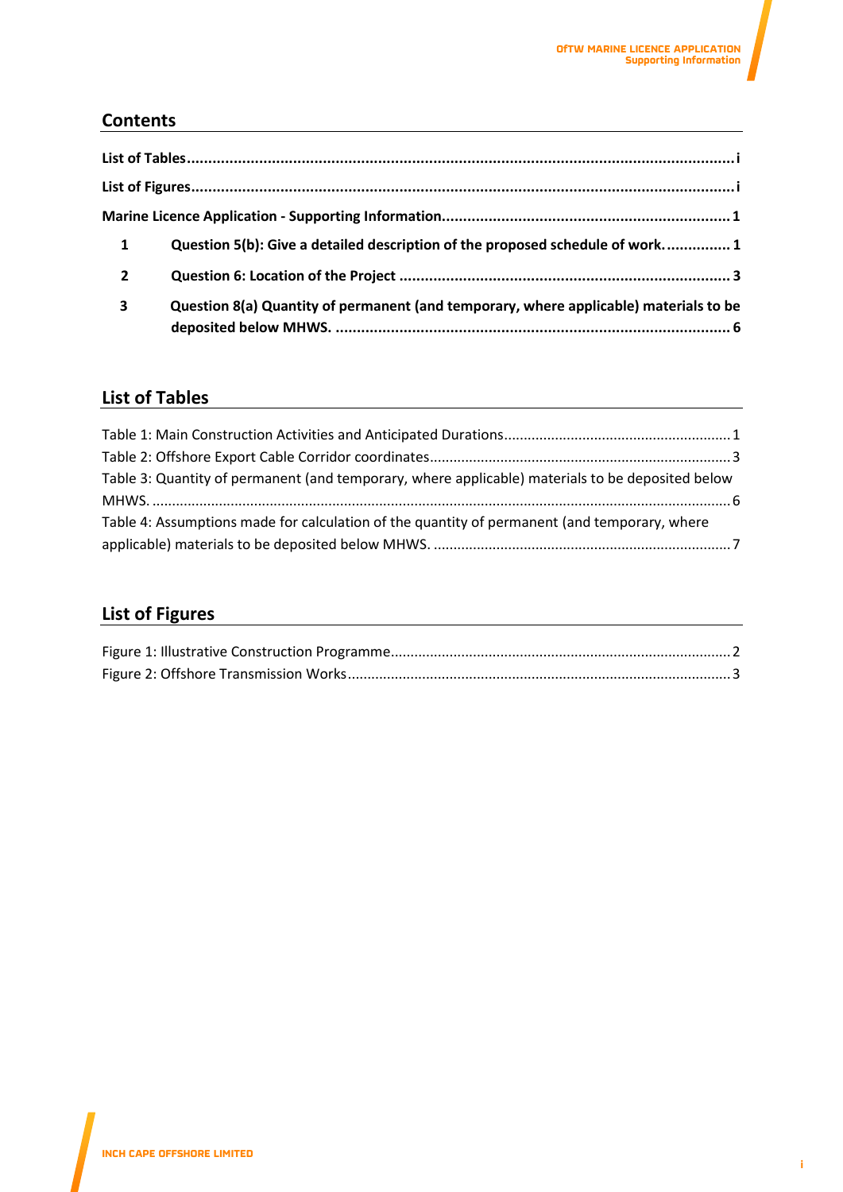## Contents

**List of Tables** ........ **i**

**List of Figures** ........ **i**

**Marine Licence Application - Supporting Information** ........ **1**

**1 Question 5(b): Give a detailed description of the proposed schedule of work.** ........ **1**

**2 Question 6: Location of the Project** ........ **3**

**3 Question 8(a) Quantity of permanent (and temporary, where applicable) materials to be deposited below MHWS.** ........ **6**

## List of Tables

Table 1: Main Construction Activities and Anticipated Durations ........ 1
Table 2: Offshore Export Cable Corridor coordinates ........ 3
Table 3: Quantity of permanent (and temporary, where applicable) materials to be deposited below MHWS. ........ 6
Table 4: Assumptions made for calculation of the quantity of permanent (and temporary, where applicable) materials to be deposited below MHWS. ........ 7

## List of Figures

Figure 1: Illustrative Construction Programme ........ 2
Figure 2: Offshore Transmission Works ........ 3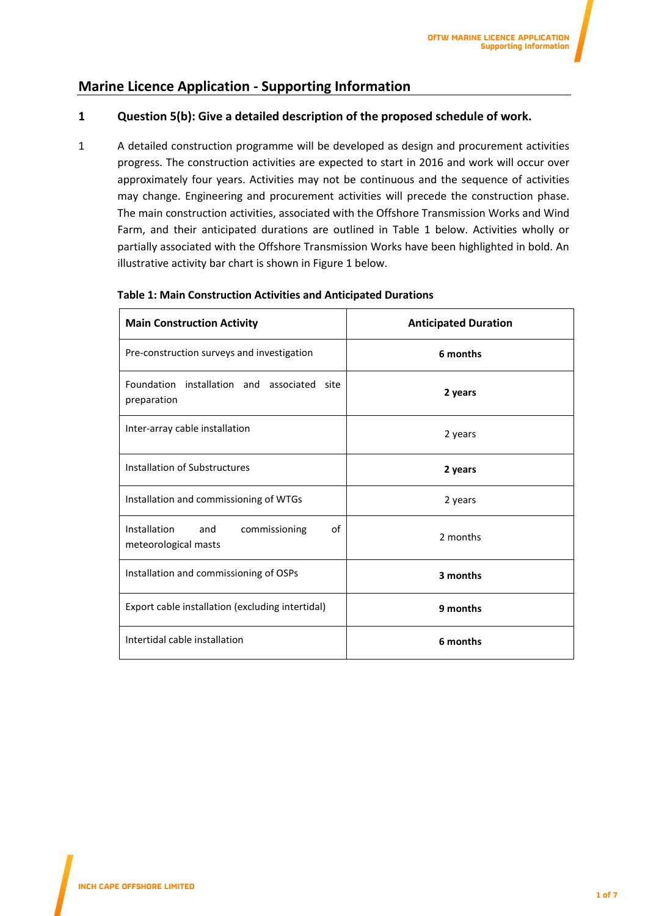## Marine Licence Application - Supporting Information

### 1 Question 5(b): Give a detailed description of the proposed schedule of work.

1 A detailed construction programme will be developed as design and procurement activities progress. The construction activities are expected to start in 2016 and work will occur over approximately four years. Activities may not be continuous and the sequence of activities may change. Engineering and procurement activities will precede the construction phase. The main construction activities, associated with the Offshore Transmission Works and Wind Farm, and their anticipated durations are outlined in Table 1 below. Activities wholly or partially associated with the Offshore Transmission Works have been highlighted in bold. An illustrative activity bar chart is shown in Figure 1 below.

**Table 1: Main Construction Activities and Anticipated Durations**

| Main Construction Activity | Anticipated Duration |
|---|---|
| Pre-construction surveys and investigation | **6 months** |
| Foundation installation and associated site preparation | **2 years** |
| Inter-array cable installation | 2 years |
| Installation of Substructures | **2 years** |
| Installation and commissioning of WTGs | 2 years |
| Installation and commissioning of meteorological masts | 2 months |
| Installation and commissioning of OSPs | **3 months** |
| Export cable installation (excluding intertidal) | **9 months** |
| Intertidal cable installation | **6 months** |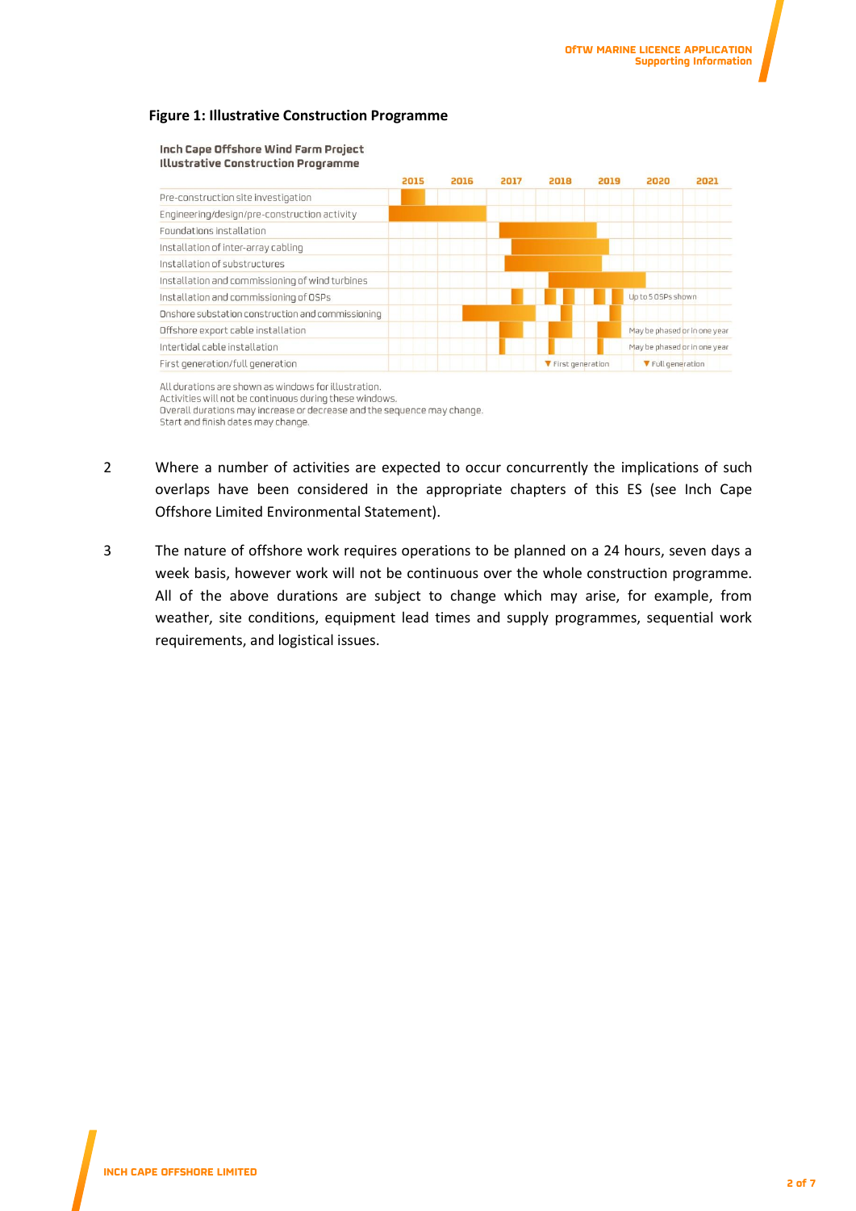**Figure 1: Illustrative Construction Programme**

**Inch Cape Offshore Wind Farm Project**
**Illustrative Construction Programme**

| Activity | 2015 | 2016 | 2017 | 2018 | 2019 | 2020 | 2021 |
|---|---|---|---|---|---|---|---|
| Pre-construction site investigation | | | | | | | |
| Engineering/design/pre-construction activity | | | | | | | |
| Foundations installation | | | | | | | |
| Installation of inter-array cabling | | | | | | | |
| Installation of substructures | | | | | | | |
| Installation and commissioning of wind turbines | | | | | | | |
| Installation and commissioning of OSPs | | | | | | Up to 5 OSPs shown | |
| Onshore substation construction and commissioning | | | | | | | |
| Offshore export cable installation | | | | | | May be phased or in one year | |
| Intertidal cable installation | | | | | | May be phased or in one year | |
| First generation/full generation | | | | ▼ First generation | | ▼ Full generation | |

All durations are shown as windows for illustration.
Activities will not be continuous during these windows.
Overall durations may increase or decrease and the sequence may change.
Start and finish dates may change.

2 Where a number of activities are expected to occur concurrently the implications of such overlaps have been considered in the appropriate chapters of this ES (see Inch Cape Offshore Limited Environmental Statement).

3 The nature of offshore work requires operations to be planned on a 24 hours, seven days a week basis, however work will not be continuous over the whole construction programme. All of the above durations are subject to change which may arise, for example, from weather, site conditions, equipment lead times and supply programmes, sequential work requirements, and logistical issues.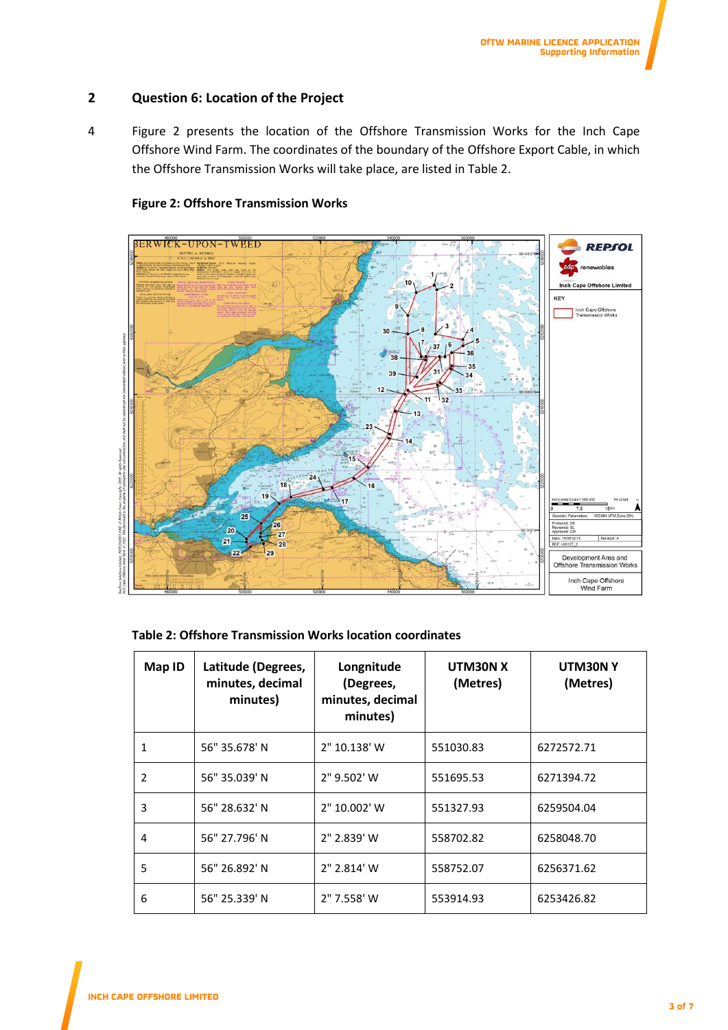## 2 Question 6: Location of the Project

4 Figure 2 presents the location of the Offshore Transmission Works for the Inch Cape Offshore Wind Farm. The coordinates of the boundary of the Offshore Export Cable, in which the Offshore Transmission Works will take place, are listed in Table 2.

**Figure 2: Offshore Transmission Works**

**Table 2: Offshore Transmission Works location coordinates**

| Map ID | Latitude (Degrees, minutes, decimal minutes) | Longnitude (Degrees, minutes, decimal minutes) | UTM30N X (Metres) | UTM30N Y (Metres) |
|---|---|---|---|---|
| 1 | 56" 35.678' N | 2" 10.138' W | 551030.83 | 6272572.71 |
| 2 | 56" 35.039' N | 2" 9.502' W | 551695.53 | 6271394.72 |
| 3 | 56" 28.632' N | 2" 10.002' W | 551327.93 | 6259504.04 |
| 4 | 56" 27.796' N | 2" 2.839' W | 558702.82 | 6258048.70 |
| 5 | 56" 26.892' N | 2" 2.814' W | 558752.07 | 6256371.62 |
| 6 | 56" 25.339' N | 2" 7.558' W | 553914.93 | 6253426.82 |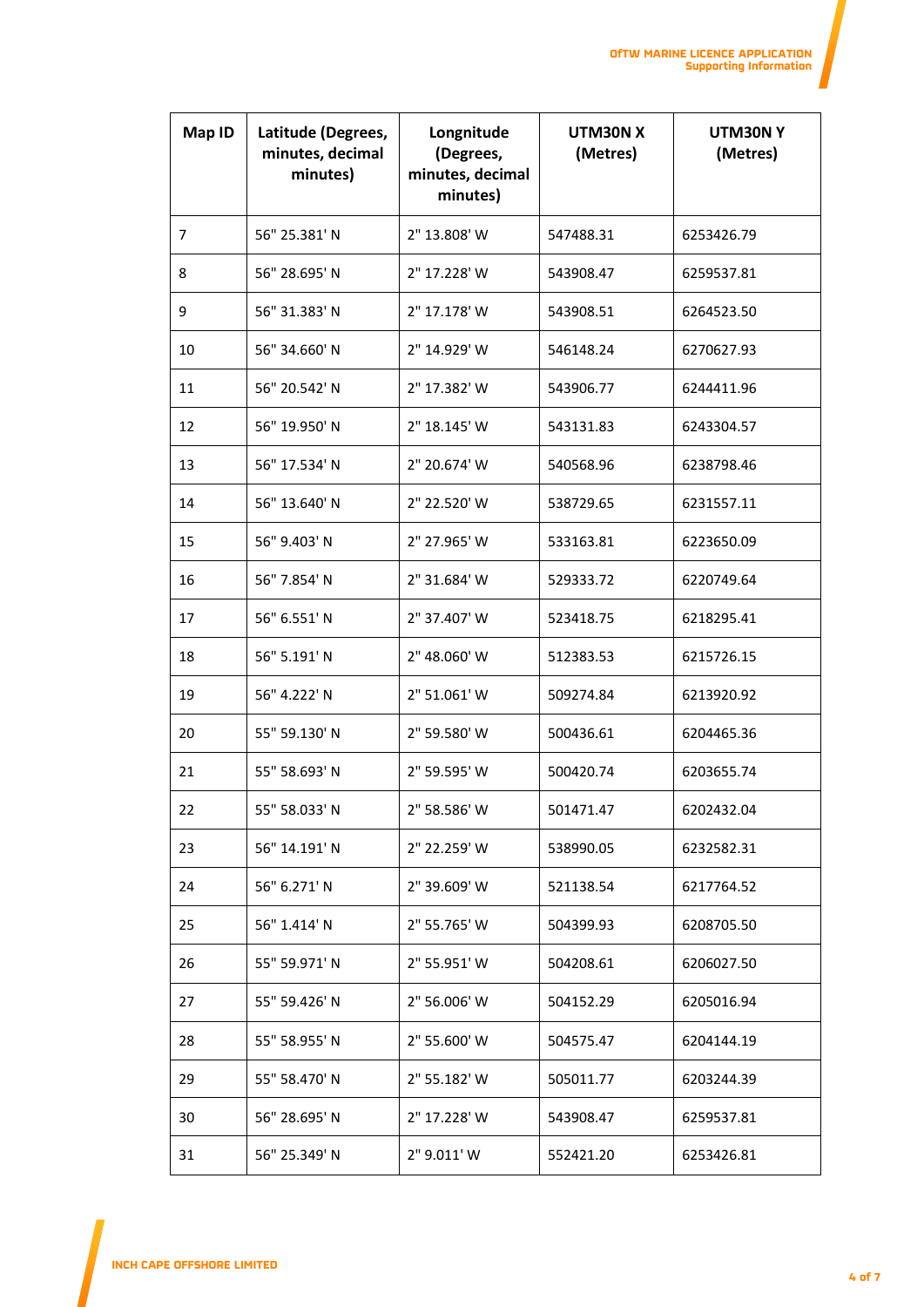| Map ID | Latitude (Degrees, minutes, decimal minutes) | Longnitude (Degrees, minutes, decimal minutes) | UTM30N X (Metres) | UTM30N Y (Metres) |
|---|---|---|---|---|
| 7 | 56" 25.381' N | 2" 13.808' W | 547488.31 | 6253426.79 |
| 8 | 56" 28.695' N | 2" 17.228' W | 543908.47 | 6259537.81 |
| 9 | 56" 31.383' N | 2" 17.178' W | 543908.51 | 6264523.50 |
| 10 | 56" 34.660' N | 2" 14.929' W | 546148.24 | 6270627.93 |
| 11 | 56" 20.542' N | 2" 17.382' W | 543906.77 | 6244411.96 |
| 12 | 56" 19.950' N | 2" 18.145' W | 543131.83 | 6243304.57 |
| 13 | 56" 17.534' N | 2" 20.674' W | 540568.96 | 6238798.46 |
| 14 | 56" 13.640' N | 2" 22.520' W | 538729.65 | 6231557.11 |
| 15 | 56" 9.403' N | 2" 27.965' W | 533163.81 | 6223650.09 |
| 16 | 56" 7.854' N | 2" 31.684' W | 529333.72 | 6220749.64 |
| 17 | 56" 6.551' N | 2" 37.407' W | 523418.75 | 6218295.41 |
| 18 | 56" 5.191' N | 2" 48.060' W | 512383.53 | 6215726.15 |
| 19 | 56" 4.222' N | 2" 51.061' W | 509274.84 | 6213920.92 |
| 20 | 55" 59.130' N | 2" 59.580' W | 500436.61 | 6204465.36 |
| 21 | 55" 58.693' N | 2" 59.595' W | 500420.74 | 6203655.74 |
| 22 | 55" 58.033' N | 2" 58.586' W | 501471.47 | 6202432.04 |
| 23 | 56" 14.191' N | 2" 22.259' W | 538990.05 | 6232582.31 |
| 24 | 56" 6.271' N | 2" 39.609' W | 521138.54 | 6217764.52 |
| 25 | 56" 1.414' N | 2" 55.765' W | 504399.93 | 6208705.50 |
| 26 | 55" 59.971' N | 2" 55.951' W | 504208.61 | 6206027.50 |
| 27 | 55" 59.426' N | 2" 56.006' W | 504152.29 | 6205016.94 |
| 28 | 55" 58.955' N | 2" 55.600' W | 504575.47 | 6204144.19 |
| 29 | 55" 58.470' N | 2" 55.182' W | 505011.77 | 6203244.39 |
| 30 | 56" 28.695' N | 2" 17.228' W | 543908.47 | 6259537.81 |
| 31 | 56" 25.349' N | 2" 9.011' W | 552421.20 | 6253426.81 |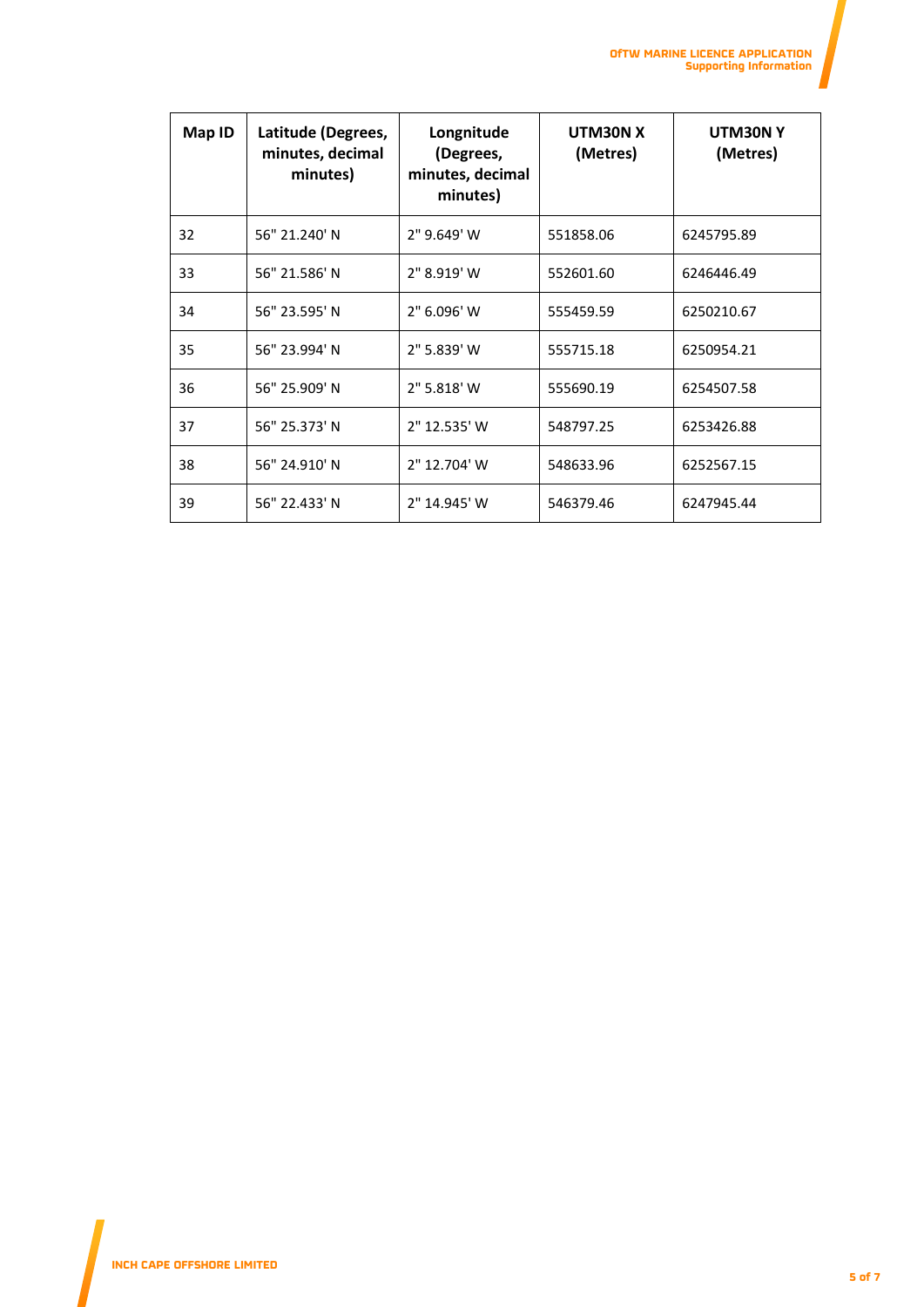| Map ID | Latitude (Degrees, minutes, decimal minutes) | Longnitude (Degrees, minutes, decimal minutes) | UTM30N X (Metres) | UTM30N Y (Metres) |
|---|---|---|---|---|
| 32 | 56" 21.240' N | 2" 9.649' W | 551858.06 | 6245795.89 |
| 33 | 56" 21.586' N | 2" 8.919' W | 552601.60 | 6246446.49 |
| 34 | 56" 23.595' N | 2" 6.096' W | 555459.59 | 6250210.67 |
| 35 | 56" 23.994' N | 2" 5.839' W | 555715.18 | 6250954.21 |
| 36 | 56" 25.909' N | 2" 5.818' W | 555690.19 | 6254507.58 |
| 37 | 56" 25.373' N | 2" 12.535' W | 548797.25 | 6253426.88 |
| 38 | 56" 24.910' N | 2" 12.704' W | 548633.96 | 6252567.15 |
| 39 | 56" 22.433' N | 2" 14.945' W | 546379.46 | 6247945.44 |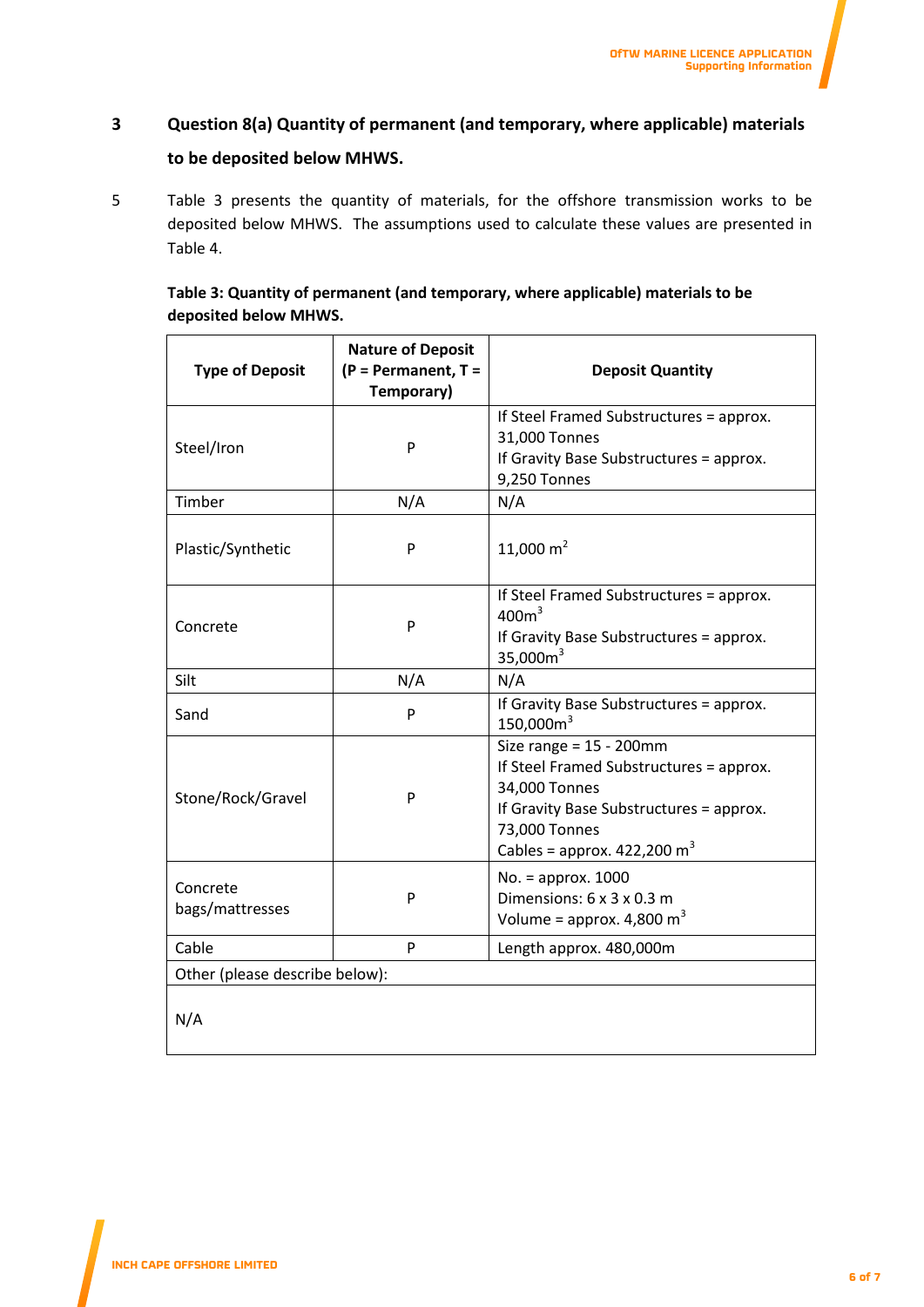## 3 Question 8(a) Quantity of permanent (and temporary, where applicable) materials to be deposited below MHWS.

5 Table 3 presents the quantity of materials, for the offshore transmission works to be deposited below MHWS. The assumptions used to calculate these values are presented in Table 4.

**Table 3: Quantity of permanent (and temporary, where applicable) materials to be deposited below MHWS.**

| Type of Deposit | Nature of Deposit (P = Permanent, T = Temporary) | Deposit Quantity |
|---|---|---|
| Steel/Iron | P | If Steel Framed Substructures = approx. 31,000 Tonnes<br>If Gravity Base Substructures = approx. 9,250 Tonnes |
| Timber | N/A | N/A |
| Plastic/Synthetic | P | 11,000 m$^2$ |
| Concrete | P | If Steel Framed Substructures = approx. 400m$^3$<br>If Gravity Base Substructures = approx. 35,000m$^3$ |
| Silt | N/A | N/A |
| Sand | P | If Gravity Base Substructures = approx. 150,000m$^3$ |
| Stone/Rock/Gravel | P | Size range = 15 - 200mm<br>If Steel Framed Substructures = approx. 34,000 Tonnes<br>If Gravity Base Substructures = approx. 73,000 Tonnes<br>Cables = approx. 422,200 m$^3$ |
| Concrete bags/mattresses | P | No. = approx. 1000<br>Dimensions: 6 x 3 x 0.3 m<br>Volume = approx. 4,800 m$^3$ |
| Cable | P | Length approx. 480,000m |
| Other (please describe below): | | |
| N/A | | |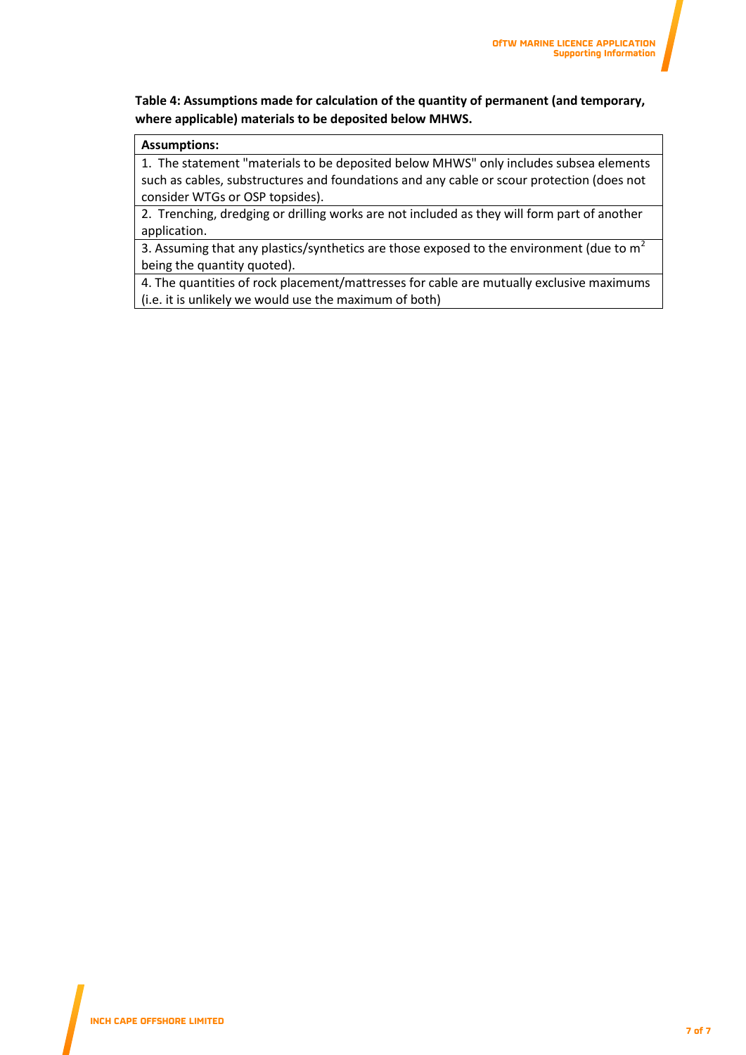**Table 4: Assumptions made for calculation of the quantity of permanent (and temporary, where applicable) materials to be deposited below MHWS.**

| **Assumptions:** |
| --- |
| 1. The statement "materials to be deposited below MHWS" only includes subsea elements such as cables, substructures and foundations and any cable or scour protection (does not consider WTGs or OSP topsides). |
| 2. Trenching, dredging or drilling works are not included as they will form part of another application. |
| 3. Assuming that any plastics/synthetics are those exposed to the environment (due to $m^2$ being the quantity quoted). |
| 4. The quantities of rock placement/mattresses for cable are mutually exclusive maximums (i.e. it is unlikely we would use the maximum of both) |